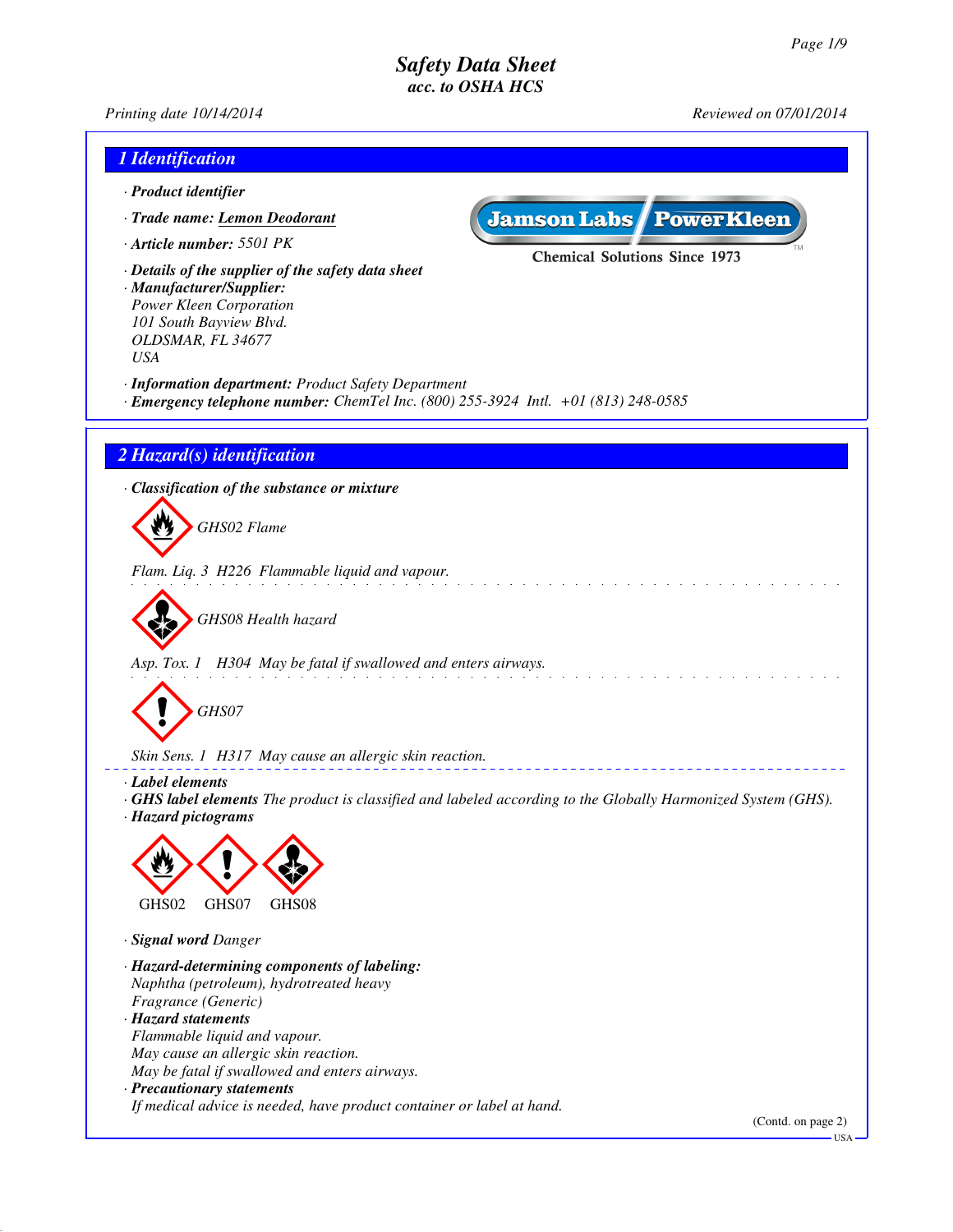# Safety Data Sheet
*acc. to OSHA HCS*

Printing date 10/14/2014 Reviewed on 07/01/2014

## 1 Identification

· **Product identifier**

· **Trade name:** Lemon Deodorant

· **Article number:** 5501 PK

Jamson Labs PowerKleen
Chemical Solutions Since 1973

· **Details of the supplier of the safety data sheet**

· **Manufacturer/Supplier:**
Power Kleen Corporation
101 South Bayview Blvd.
OLDSMAR, FL 34677
USA

· **Information department:** Product Safety Department

· **Emergency telephone number:** ChemTel Inc. (800) 255-3924 Intl. +01 (813) 248-0585

## 2 Hazard(s) identification

· **Classification of the substance or mixture**

GHS02 Flame

Flam. Liq. 3 H226 Flammable liquid and vapour.

GHS08 Health hazard

Asp. Tox. 1 H304 May be fatal if swallowed and enters airways.

GHS07

Skin Sens. 1 H317 May cause an allergic skin reaction.

· **Label elements**

· **GHS label elements** The product is classified and labeled according to the Globally Harmonized System (GHS).

· **Hazard pictograms**

GHS02 GHS07 GHS08

· **Signal word** Danger

· **Hazard-determining components of labeling:**
Naphtha (petroleum), hydrotreated heavy
Fragrance (Generic)

· **Hazard statements**
Flammable liquid and vapour.
May cause an allergic skin reaction.
May be fatal if swallowed and enters airways.

· **Precautionary statements**
If medical advice is needed, have product container or label at hand.

(Contd. on page 2)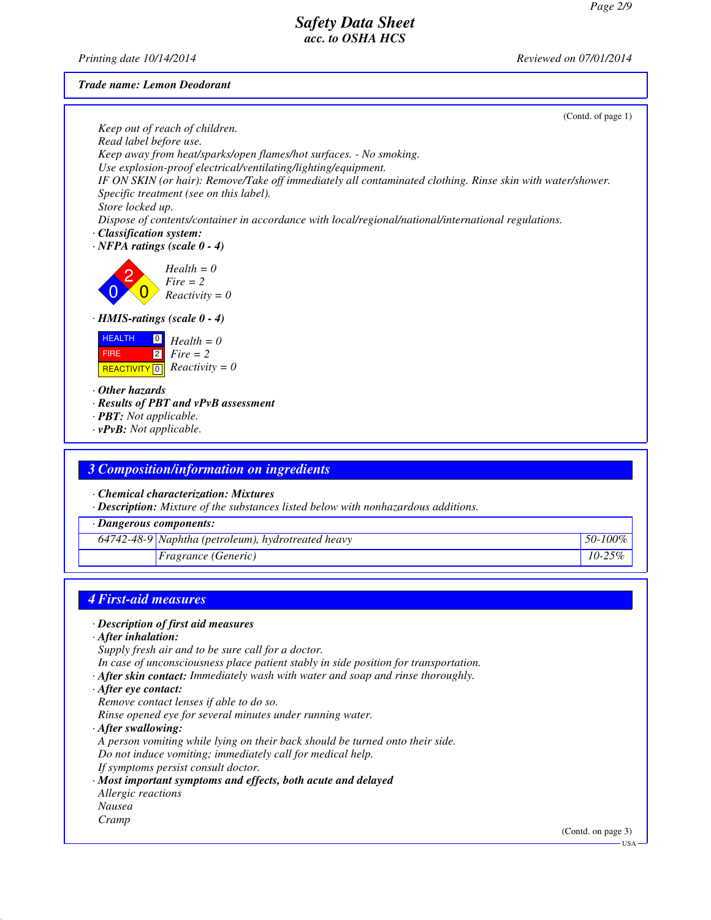Trade name: Lemon Deodorant

(Contd. of page 1)

Keep out of reach of children.
Read label before use.
Keep away from heat/sparks/open flames/hot surfaces. - No smoking.
Use explosion-proof electrical/ventilating/lighting/equipment.
IF ON SKIN (or hair): Remove/Take off immediately all contaminated clothing. Rinse skin with water/shower.
Specific treatment (see on this label).
Store locked up.
Dispose of contents/container in accordance with local/regional/national/international regulations.

· **Classification system:**
· **NFPA ratings (scale 0 - 4)**

Health = 0
Fire = 2
Reactivity = 0

· **HMIS-ratings (scale 0 - 4)**

| | | |
|---|---|---|
| HEALTH | 0 | Health = 0 |
| FIRE | 2 | Fire = 2 |
| REACTIVITY | 0 | Reactivity = 0 |

· **Other hazards**
· **Results of PBT and vPvB assessment**
· **PBT:** Not applicable.
· **vPvB:** Not applicable.

## 3 Composition/information on ingredients

· **Chemical characterization: Mixtures**
· **Description:** Mixture of the substances listed below with nonhazardous additions.

| · Dangerous components: | | |
|---|---|---|
| 64742-48-9 | Naphtha (petroleum), hydrotreated heavy | 50-100% |
| | Fragrance (Generic) | 10-25% |

## 4 First-aid measures

· **Description of first aid measures**
· **After inhalation:**
Supply fresh air and to be sure call for a doctor.
In case of unconsciousness place patient stably in side position for transportation.
· **After skin contact:** Immediately wash with water and soap and rinse thoroughly.
· **After eye contact:**
Remove contact lenses if able to do so.
Rinse opened eye for several minutes under running water.
· **After swallowing:**
A person vomiting while lying on their back should be turned onto their side.
Do not induce vomiting; immediately call for medical help.
If symptoms persist consult doctor.
· **Most important symptoms and effects, both acute and delayed**
Allergic reactions
Nausea
Cramp

(Contd. on page 3)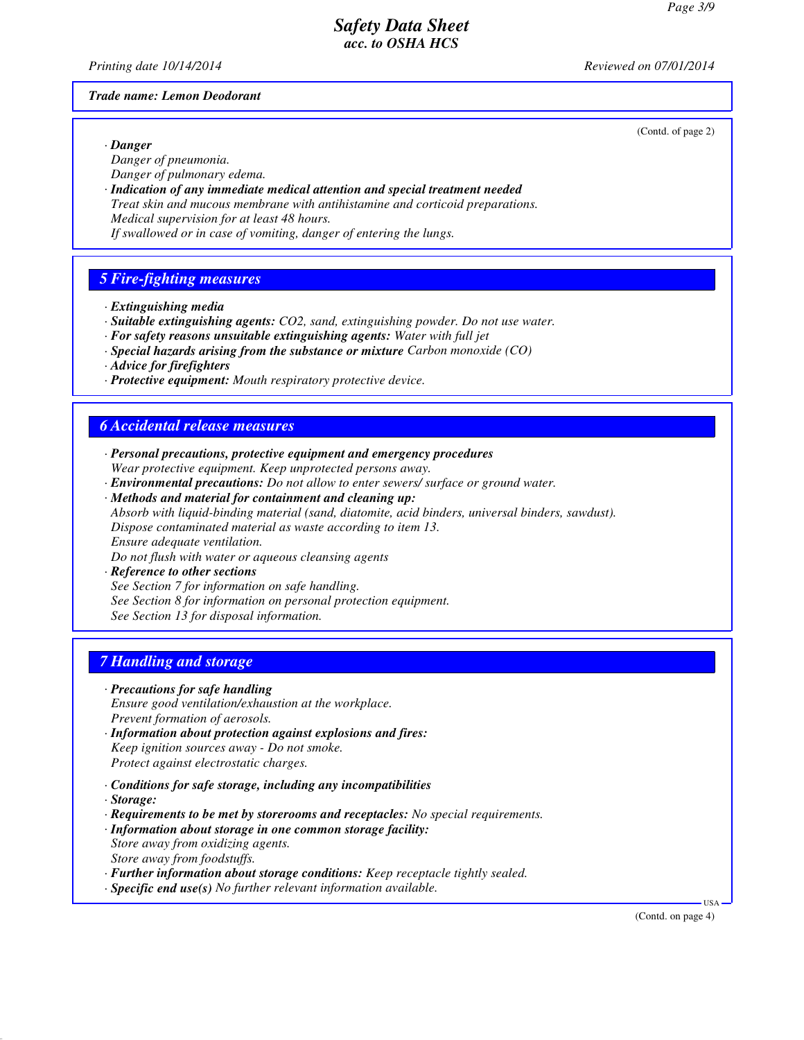**Trade name: Lemon Deodorant**

(Contd. of page 2)

· **Danger**
Danger of pneumonia.
Danger of pulmonary edema.

· **Indication of any immediate medical attention and special treatment needed**
Treat skin and mucous membrane with antihistamine and corticoid preparations.
Medical supervision for at least 48 hours.
If swallowed or in case of vomiting, danger of entering the lungs.

## 5 Fire-fighting measures

· **Extinguishing media**
· **Suitable extinguishing agents:** $CO_2$, sand, extinguishing powder. Do not use water.
· **For safety reasons unsuitable extinguishing agents:** Water with full jet
· **Special hazards arising from the substance or mixture** Carbon monoxide (CO)
· **Advice for firefighters**
· **Protective equipment:** Mouth respiratory protective device.

## 6 Accidental release measures

· **Personal precautions, protective equipment and emergency procedures**
Wear protective equipment. Keep unprotected persons away.
· **Environmental precautions:** Do not allow to enter sewers/ surface or ground water.
· **Methods and material for containment and cleaning up:**
Absorb with liquid-binding material (sand, diatomite, acid binders, universal binders, sawdust).
Dispose contaminated material as waste according to item 13.
Ensure adequate ventilation.
Do not flush with water or aqueous cleansing agents
· **Reference to other sections**
See Section 7 for information on safe handling.
See Section 8 for information on personal protection equipment.
See Section 13 for disposal information.

## 7 Handling and storage

· **Precautions for safe handling**
Ensure good ventilation/exhaustion at the workplace.
Prevent formation of aerosols.
· **Information about protection against explosions and fires:**
Keep ignition sources away - Do not smoke.
Protect against electrostatic charges.

· **Conditions for safe storage, including any incompatibilities**
· **Storage:**
· **Requirements to be met by storerooms and receptacles:** No special requirements.
· **Information about storage in one common storage facility:**
Store away from oxidizing agents.
Store away from foodstuffs.
· **Further information about storage conditions:** Keep receptacle tightly sealed.
· **Specific end use(s)** No further relevant information available.

(Contd. on page 4)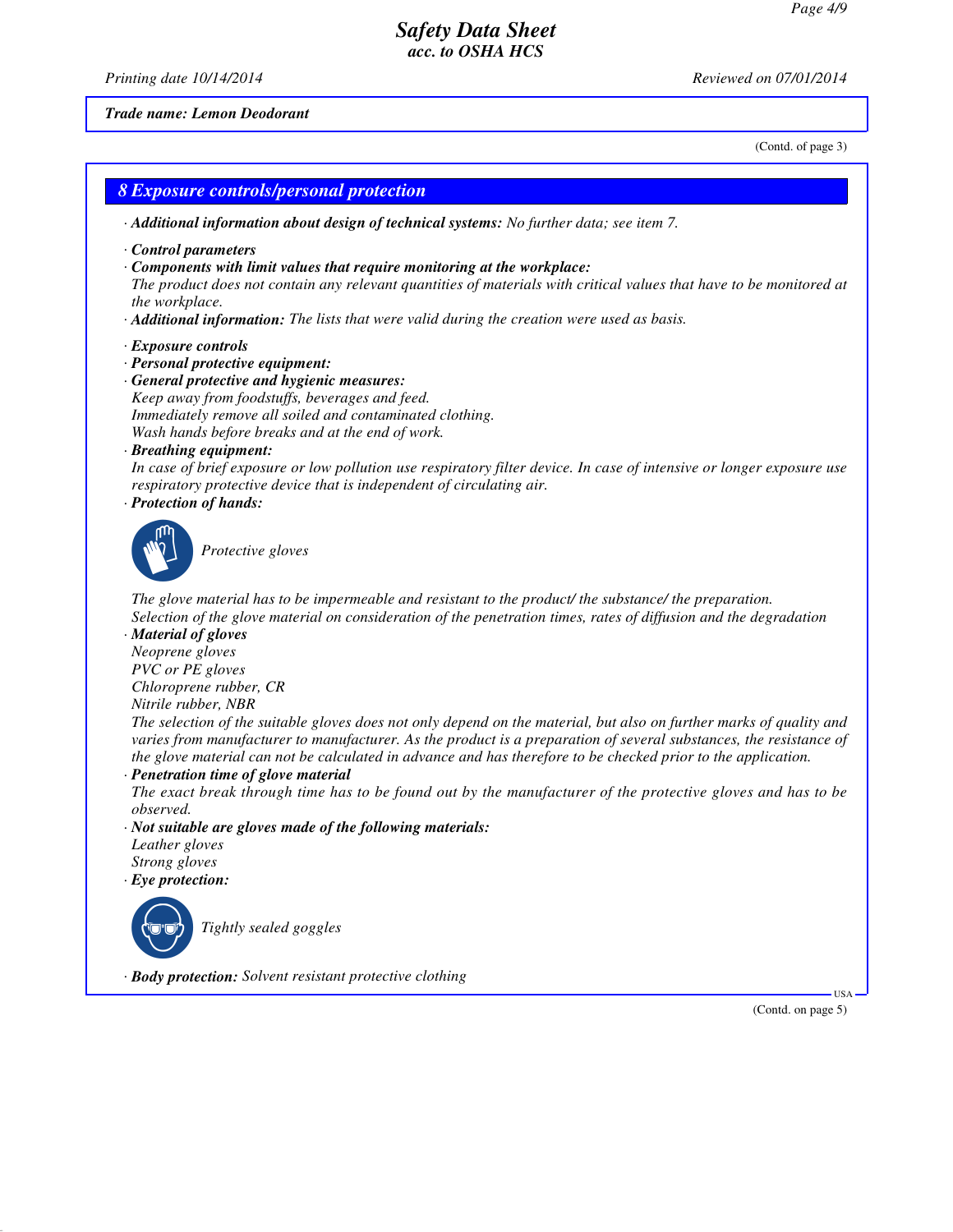*Trade name: Lemon Deodorant*

(Contd. of page 3)

## 8 Exposure controls/personal protection

· ***Additional information about design of technical systems:*** *No further data; see item 7.*

· ***Control parameters***

· ***Components with limit values that require monitoring at the workplace:***
*The product does not contain any relevant quantities of materials with critical values that have to be monitored at the workplace.*

· ***Additional information:*** *The lists that were valid during the creation were used as basis.*

· ***Exposure controls***

· ***Personal protective equipment:***

· ***General protective and hygienic measures:***
*Keep away from foodstuffs, beverages and feed.*
*Immediately remove all soiled and contaminated clothing.*
*Wash hands before breaks and at the end of work.*

· ***Breathing equipment:***
*In case of brief exposure or low pollution use respiratory filter device. In case of intensive or longer exposure use respiratory protective device that is independent of circulating air.*

· ***Protection of hands:***

*Protective gloves*

*The glove material has to be impermeable and resistant to the product/ the substance/ the preparation.*
*Selection of the glove material on consideration of the penetration times, rates of diffusion and the degradation*

· ***Material of gloves***
*Neoprene gloves*
*PVC or PE gloves*
*Chloroprene rubber, CR*
*Nitrile rubber, NBR*
*The selection of the suitable gloves does not only depend on the material, but also on further marks of quality and varies from manufacturer to manufacturer. As the product is a preparation of several substances, the resistance of the glove material can not be calculated in advance and has therefore to be checked prior to the application.*

· ***Penetration time of glove material***
*The exact break through time has to be found out by the manufacturer of the protective gloves and has to be observed.*

· ***Not suitable are gloves made of the following materials:***
*Leather gloves*
*Strong gloves*

· ***Eye protection:***

*Tightly sealed goggles*

· ***Body protection:*** *Solvent resistant protective clothing*

(Contd. on page 5)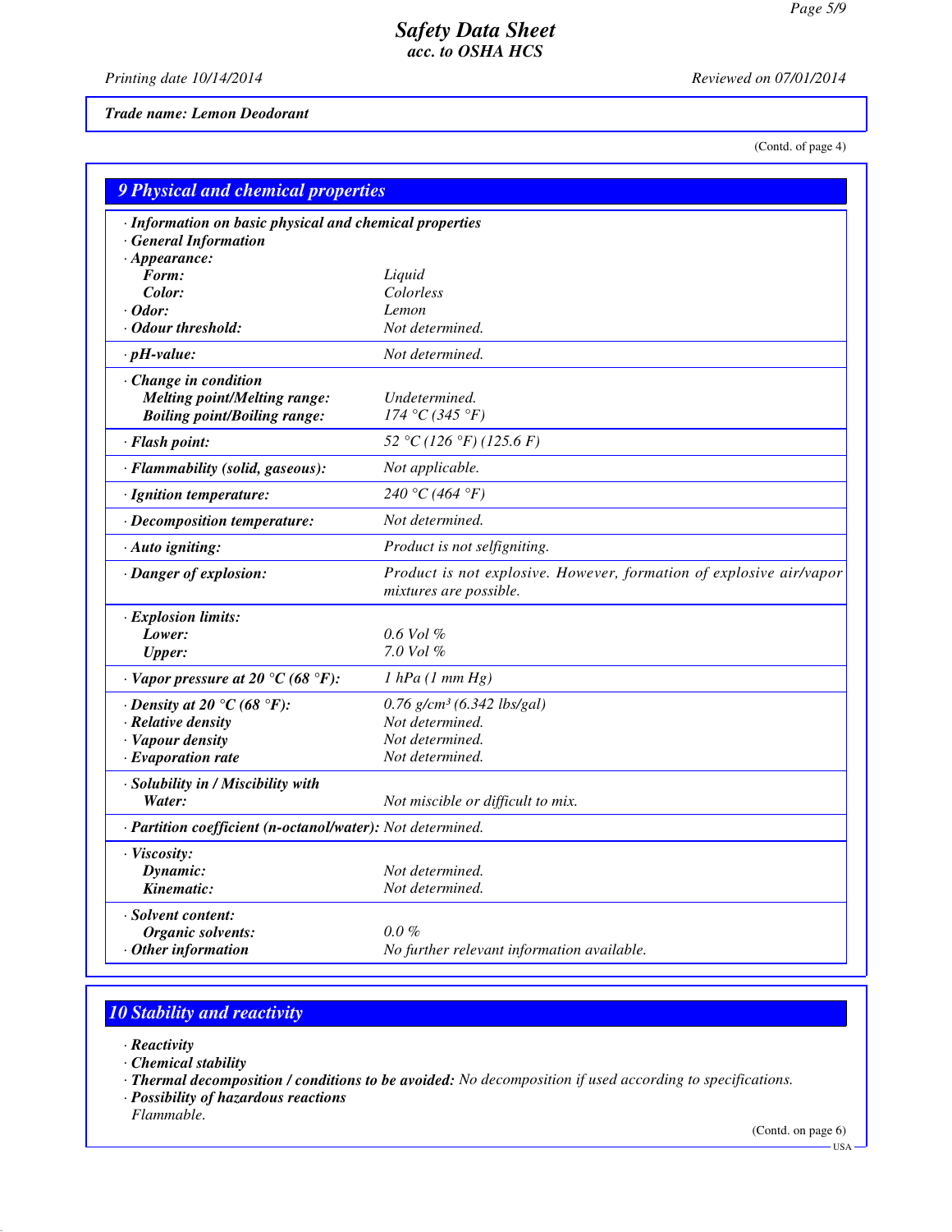**Trade name: Lemon Deodorant**

(Contd. of page 4)

## 9 Physical and chemical properties

| Property | Value |
|---|---|
| · **Information on basic physical and chemical properties** | |
| · **General Information** | |
| · **Appearance:** | |
| **Form:** | Liquid |
| **Color:** | Colorless |
| · **Odor:** | Lemon |
| · **Odour threshold:** | Not determined. |
| · **pH-value:** | Not determined. |
| · **Change in condition** | |
| **Melting point/Melting range:** | Undetermined. |
| **Boiling point/Boiling range:** | 174 °C (345 °F) |
| · **Flash point:** | 52 °C (126 °F) (125.6 F) |
| · **Flammability (solid, gaseous):** | Not applicable. |
| · **Ignition temperature:** | 240 °C (464 °F) |
| · **Decomposition temperature:** | Not determined. |
| · **Auto igniting:** | Product is not selfigniting. |
| · **Danger of explosion:** | Product is not explosive. However, formation of explosive air/vapor mixtures are possible. |
| · **Explosion limits:** | |
| **Lower:** | 0.6 Vol % |
| **Upper:** | 7.0 Vol % |
| · **Vapor pressure at 20 °C (68 °F):** | 1 hPa (1 mm Hg) |
| · **Density at 20 °C (68 °F):** | 0.76 g/cm³ (6.342 lbs/gal) |
| · **Relative density** | Not determined. |
| · **Vapour density** | Not determined. |
| · **Evaporation rate** | Not determined. |
| · **Solubility in / Miscibility with** | |
| **Water:** | Not miscible or difficult to mix. |
| · **Partition coefficient (n-octanol/water):** | Not determined. |
| · **Viscosity:** | |
| **Dynamic:** | Not determined. |
| **Kinematic:** | Not determined. |
| · **Solvent content:** | |
| **Organic solvents:** | 0.0 % |
| · **Other information** | No further relevant information available. |

## 10 Stability and reactivity

· **Reactivity**

· **Chemical stability**

· **Thermal decomposition / conditions to be avoided:** No decomposition if used according to specifications.

· **Possibility of hazardous reactions**

Flammable.

(Contd. on page 6)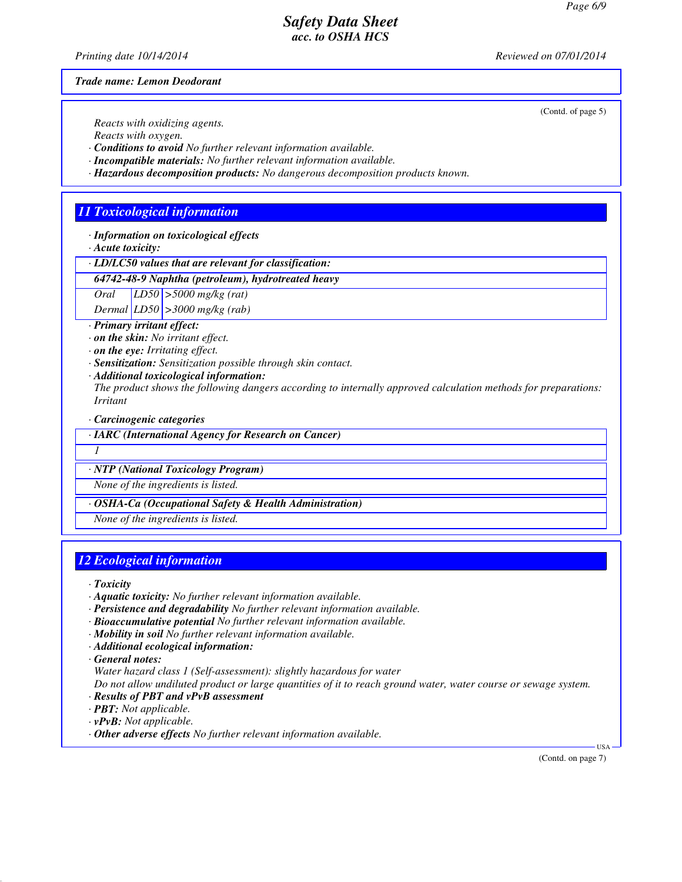Trade name: Lemon Deodorant

(Contd. of page 5)

Reacts with oxidizing agents.
Reacts with oxygen.

· **Conditions to avoid** No further relevant information available.
· **Incompatible materials:** No further relevant information available.
· **Hazardous decomposition products:** No dangerous decomposition products known.

## 11 Toxicological information

· **Information on toxicological effects**
· **Acute toxicity:**

| · LD/LC50 values that are relevant for classification: | | |
|---|---|---|
| **64742-48-9 Naphtha (petroleum), hydrotreated heavy** | | |
| Oral | LD50 | >5000 mg/kg (rat) |
| Dermal | LD50 | >3000 mg/kg (rab) |

· **Primary irritant effect:**
· **on the skin:** No irritant effect.
· **on the eye:** Irritating effect.
· **Sensitization:** Sensitization possible through skin contact.
· **Additional toxicological information:**
The product shows the following dangers according to internally approved calculation methods for preparations:
Irritant

· **Carcinogenic categories**

| · IARC (International Agency for Research on Cancer) |
|---|
| 1 |

| · NTP (National Toxicology Program) |
|---|
| None of the ingredients is listed. |

| · OSHA-Ca (Occupational Safety & Health Administration) |
|---|
| None of the ingredients is listed. |

## 12 Ecological information

· **Toxicity**
· **Aquatic toxicity:** No further relevant information available.
· **Persistence and degradability** No further relevant information available.
· **Bioaccumulative potential** No further relevant information available.
· **Mobility in soil** No further relevant information available.
· **Additional ecological information:**
· **General notes:**
Water hazard class 1 (Self-assessment): slightly hazardous for water
Do not allow undiluted product or large quantities of it to reach ground water, water course or sewage system.
· **Results of PBT and vPvB assessment**
· **PBT:** Not applicable.
· **vPvB:** Not applicable.
· **Other adverse effects** No further relevant information available.

(Contd. on page 7)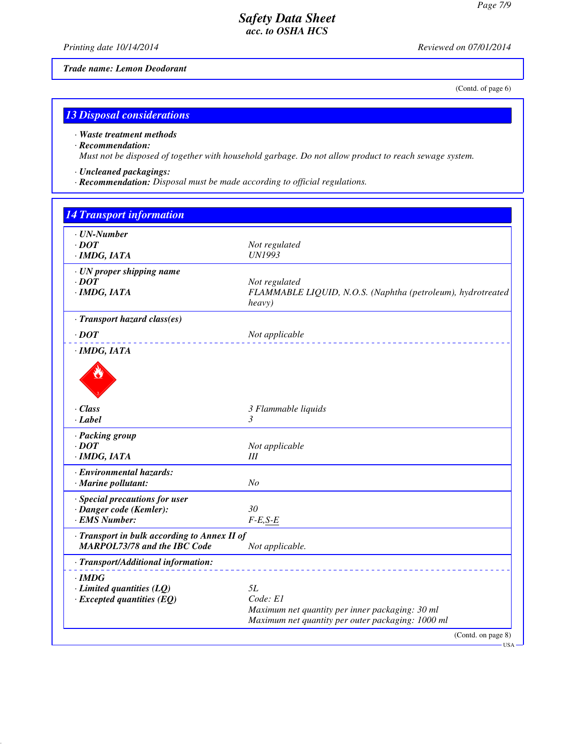*Trade name: Lemon Deodorant*

(Contd. of page 6)

## 13 Disposal considerations

· **Waste treatment methods**
· **Recommendation:**
Must not be disposed of together with household garbage. Do not allow product to reach sewage system.

· **Uncleaned packagings:**
· **Recommendation:** Disposal must be made according to official regulations.

## 14 Transport information

| | |
|---|---|
| · **UN-Number** | |
| · **DOT** | Not regulated |
| · **IMDG, IATA** | UN1993 |
| · **UN proper shipping name** | |
| · **DOT** | Not regulated |
| · **IMDG, IATA** | FLAMMABLE LIQUID, N.O.S. (Naphtha (petroleum), hydrotreated heavy) |
| · **Transport hazard class(es)** | |
| · **DOT** | Not applicable |
| · **IMDG, IATA** | |
| · **Class** | 3 Flammable liquids |
| · **Label** | 3 |
| · **Packing group** | |
| · **DOT** | Not applicable |
| · **IMDG, IATA** | III |
| · **Environmental hazards:** | |
| · **Marine pollutant:** | No |
| · **Special precautions for user** | |
| · **Danger code (Kemler):** | 30 |
| · **EMS Number:** | F-E,S-E |
| · **Transport in bulk according to Annex II of MARPOL73/78 and the IBC Code** | Not applicable. |
| · **Transport/Additional information:** | |
| · **IMDG** | |
| · **Limited quantities (LQ)** | 5L |
| · **Excepted quantities (EQ)** | Code: E1<br>Maximum net quantity per inner packaging: 30 ml<br>Maximum net quantity per outer packaging: 1000 ml |

(Contd. on page 8)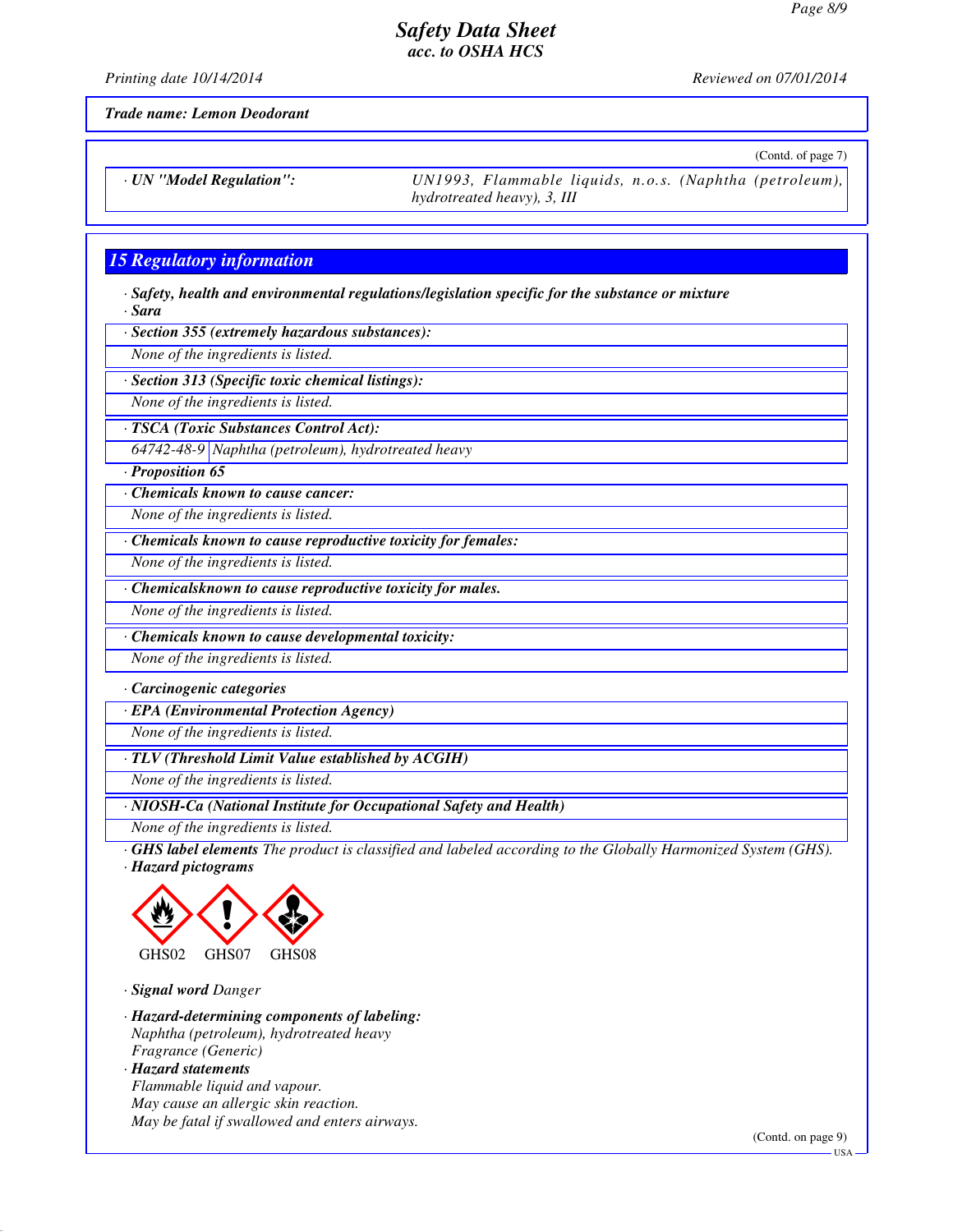Trade name: Lemon Deodorant

(Contd. of page 7)

| · UN "Model Regulation": | UN1993, Flammable liquids, n.o.s. (Naphtha (petroleum), hydrotreated heavy), 3, III |
|---|---|

## 15 Regulatory information

· **Safety, health and environmental regulations/legislation specific for the substance or mixture**

· **Sara**

· **Section 355 (extremely hazardous substances):**

None of the ingredients is listed.

· **Section 313 (Specific toxic chemical listings):**

None of the ingredients is listed.

· **TSCA (Toxic Substances Control Act):**

| 64742-48-9 | Naphtha (petroleum), hydrotreated heavy |
|---|---|

· **Proposition 65**

· **Chemicals known to cause cancer:**

None of the ingredients is listed.

· **Chemicals known to cause reproductive toxicity for females:**

None of the ingredients is listed.

· **Chemicalsknown to cause reproductive toxicity for males.**

None of the ingredients is listed.

· **Chemicals known to cause developmental toxicity:**

None of the ingredients is listed.

· **Carcinogenic categories**

· **EPA (Environmental Protection Agency)**

None of the ingredients is listed.

· **TLV (Threshold Limit Value established by ACGIH)**

None of the ingredients is listed.

· **NIOSH-Ca (National Institute for Occupational Safety and Health)**

None of the ingredients is listed.

· **GHS label elements** The product is classified and labeled according to the Globally Harmonized System (GHS).

· **Hazard pictograms**

GHS02 GHS07 GHS08

· **Signal word** Danger

· **Hazard-determining components of labeling:**

Naphtha (petroleum), hydrotreated heavy
Fragrance (Generic)

· **Hazard statements**

Flammable liquid and vapour.
May cause an allergic skin reaction.
May be fatal if swallowed and enters airways.

(Contd. on page 9)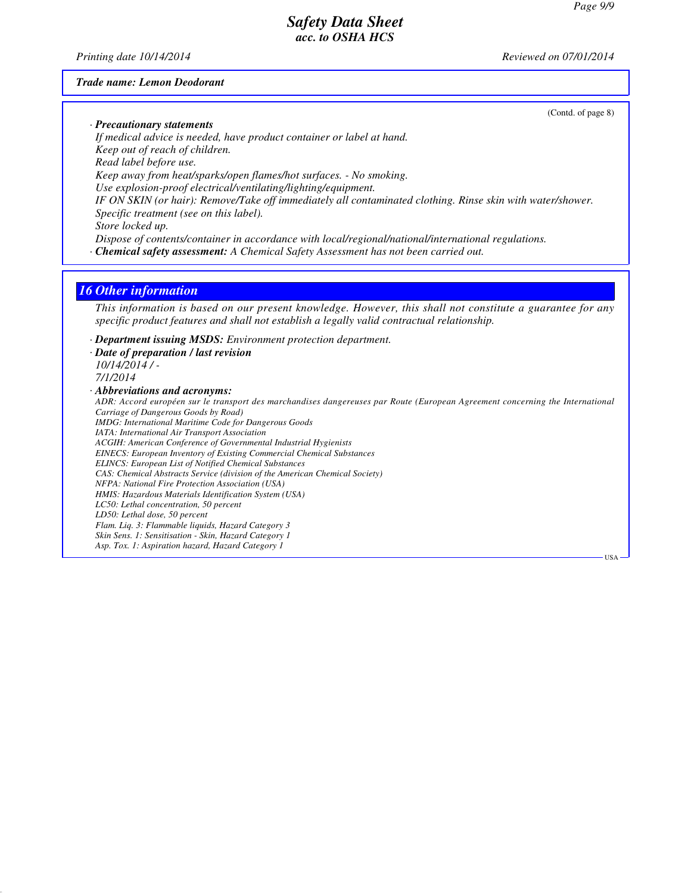*Trade name: Lemon Deodorant*

(Contd. of page 8)

· ***Precautionary statements***

*If medical advice is needed, have product container or label at hand.*
*Keep out of reach of children.*
*Read label before use.*
*Keep away from heat/sparks/open flames/hot surfaces. - No smoking.*
*Use explosion-proof electrical/ventilating/lighting/equipment.*
*IF ON SKIN (or hair): Remove/Take off immediately all contaminated clothing. Rinse skin with water/shower.*
*Specific treatment (see on this label).*
*Store locked up.*
*Dispose of contents/container in accordance with local/regional/national/international regulations.*

· ***Chemical safety assessment:*** *A Chemical Safety Assessment has not been carried out.*

## 16 Other information

*This information is based on our present knowledge. However, this shall not constitute a guarantee for any specific product features and shall not establish a legally valid contractual relationship.*

· ***Department issuing MSDS:*** *Environment protection department.*

· ***Date of preparation / last revision***
*10/14/2014 / -*
*7/1/2014*

· ***Abbreviations and acronyms:***
*ADR: Accord européen sur le transport des marchandises dangereuses par Route (European Agreement concerning the International Carriage of Dangerous Goods by Road)*
*IMDG: International Maritime Code for Dangerous Goods*
*IATA: International Air Transport Association*
*ACGIH: American Conference of Governmental Industrial Hygienists*
*EINECS: European Inventory of Existing Commercial Chemical Substances*
*ELINCS: European List of Notified Chemical Substances*
*CAS: Chemical Abstracts Service (division of the American Chemical Society)*
*NFPA: National Fire Protection Association (USA)*
*HMIS: Hazardous Materials Identification System (USA)*
*LC50: Lethal concentration, 50 percent*
*LD50: Lethal dose, 50 percent*
*Flam. Liq. 3: Flammable liquids, Hazard Category 3*
*Skin Sens. 1: Sensitisation - Skin, Hazard Category 1*
*Asp. Tox. 1: Aspiration hazard, Hazard Category 1*